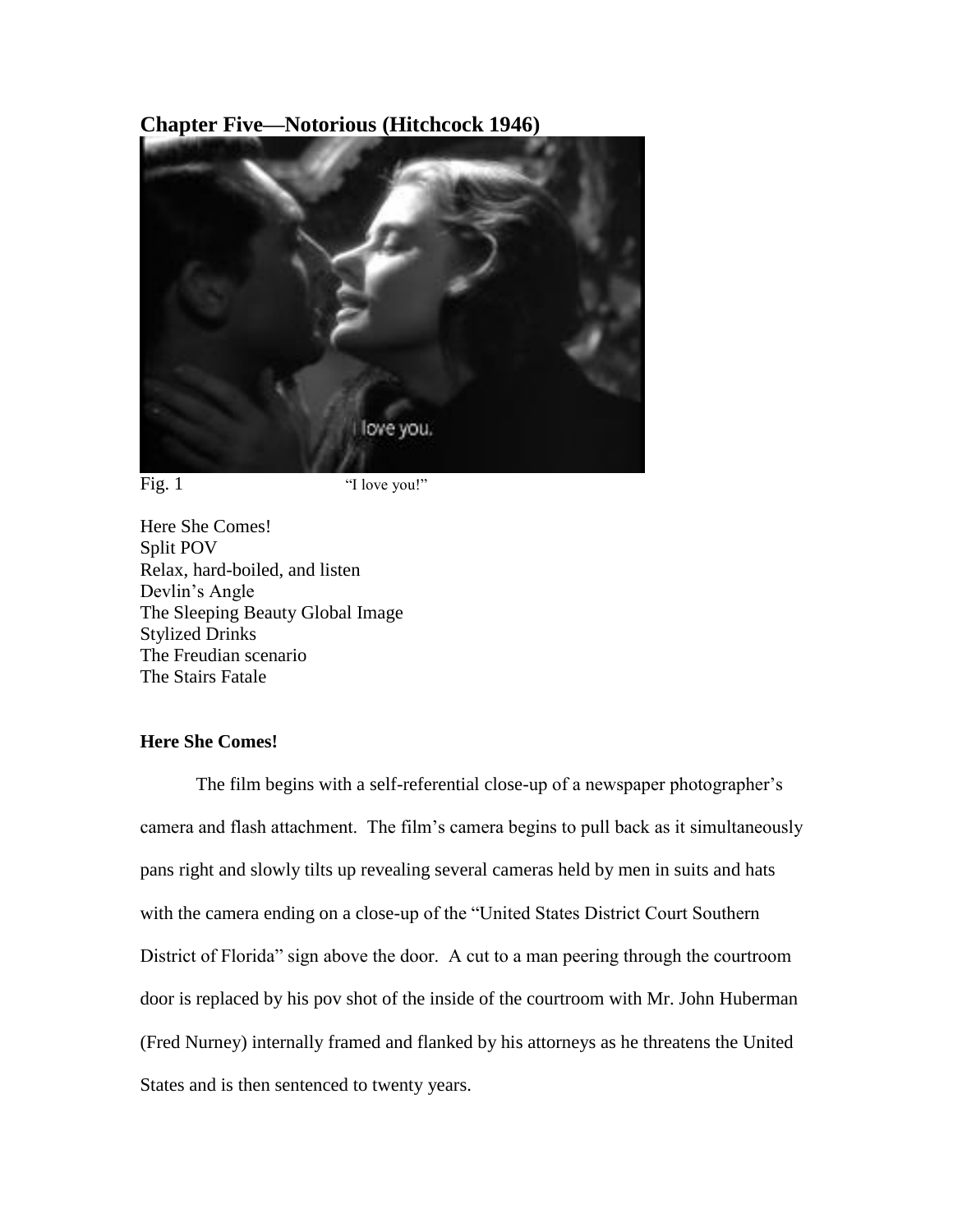# Chapter Five—Notorious (Hitchcock 1946)

Fig. 1 "I love you!"

Here She Comes!
Split POV
Relax, hard-boiled, and listen
Devlin's Angle
The Sleeping Beauty Global Image
Stylized Drinks
The Freudian scenario
The Stairs Fatale

**Here She Comes!**

The film begins with a self-referential close-up of a newspaper photographer's camera and flash attachment. The film's camera begins to pull back as it simultaneously pans right and slowly tilts up revealing several cameras held by men in suits and hats with the camera ending on a close-up of the "United States District Court Southern District of Florida" sign above the door. A cut to a man peering through the courtroom door is replaced by his pov shot of the inside of the courtroom with Mr. John Huberman (Fred Nurney) internally framed and flanked by his attorneys as he threatens the United States and is then sentenced to twenty years.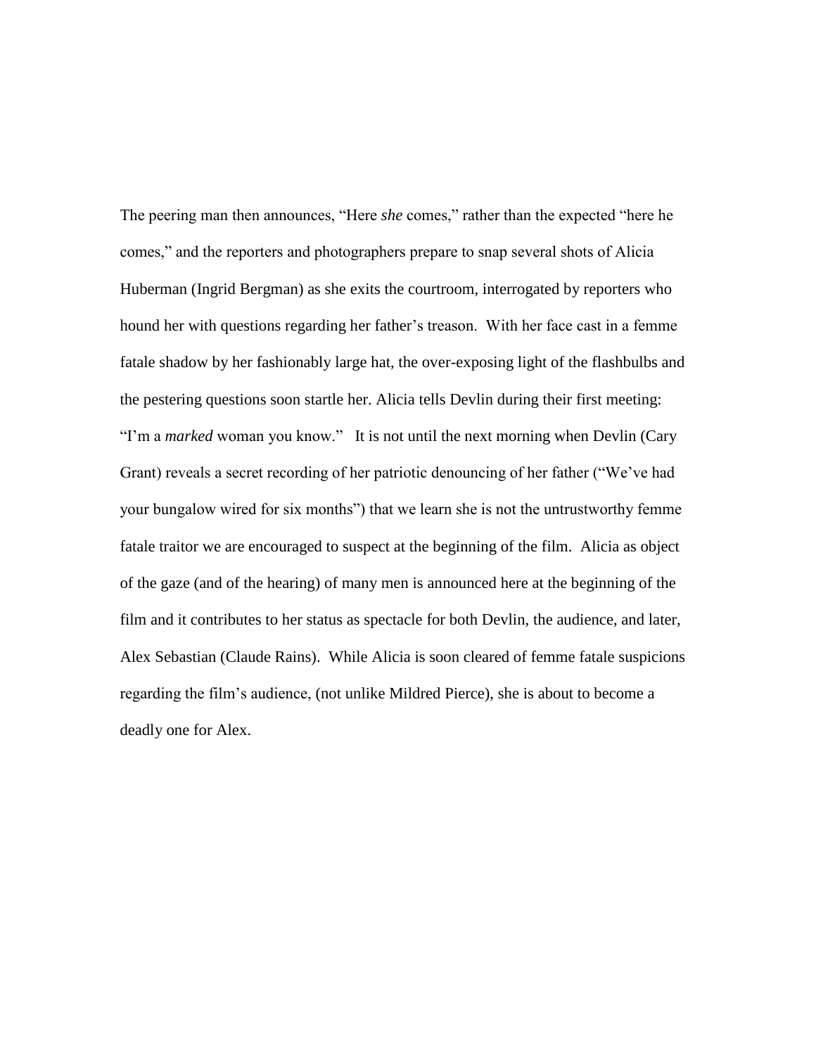The peering man then announces, "Here *she* comes," rather than the expected "here he comes," and the reporters and photographers prepare to snap several shots of Alicia Huberman (Ingrid Bergman) as she exits the courtroom, interrogated by reporters who hound her with questions regarding her father's treason. With her face cast in a femme fatale shadow by her fashionably large hat, the over-exposing light of the flashbulbs and the pestering questions soon startle her. Alicia tells Devlin during their first meeting: "I'm a *marked* woman you know." It is not until the next morning when Devlin (Cary Grant) reveals a secret recording of her patriotic denouncing of her father ("We've had your bungalow wired for six months") that we learn she is not the untrustworthy femme fatale traitor we are encouraged to suspect at the beginning of the film. Alicia as object of the gaze (and of the hearing) of many men is announced here at the beginning of the film and it contributes to her status as spectacle for both Devlin, the audience, and later, Alex Sebastian (Claude Rains). While Alicia is soon cleared of femme fatale suspicions regarding the film's audience, (not unlike Mildred Pierce), she is about to become a deadly one for Alex.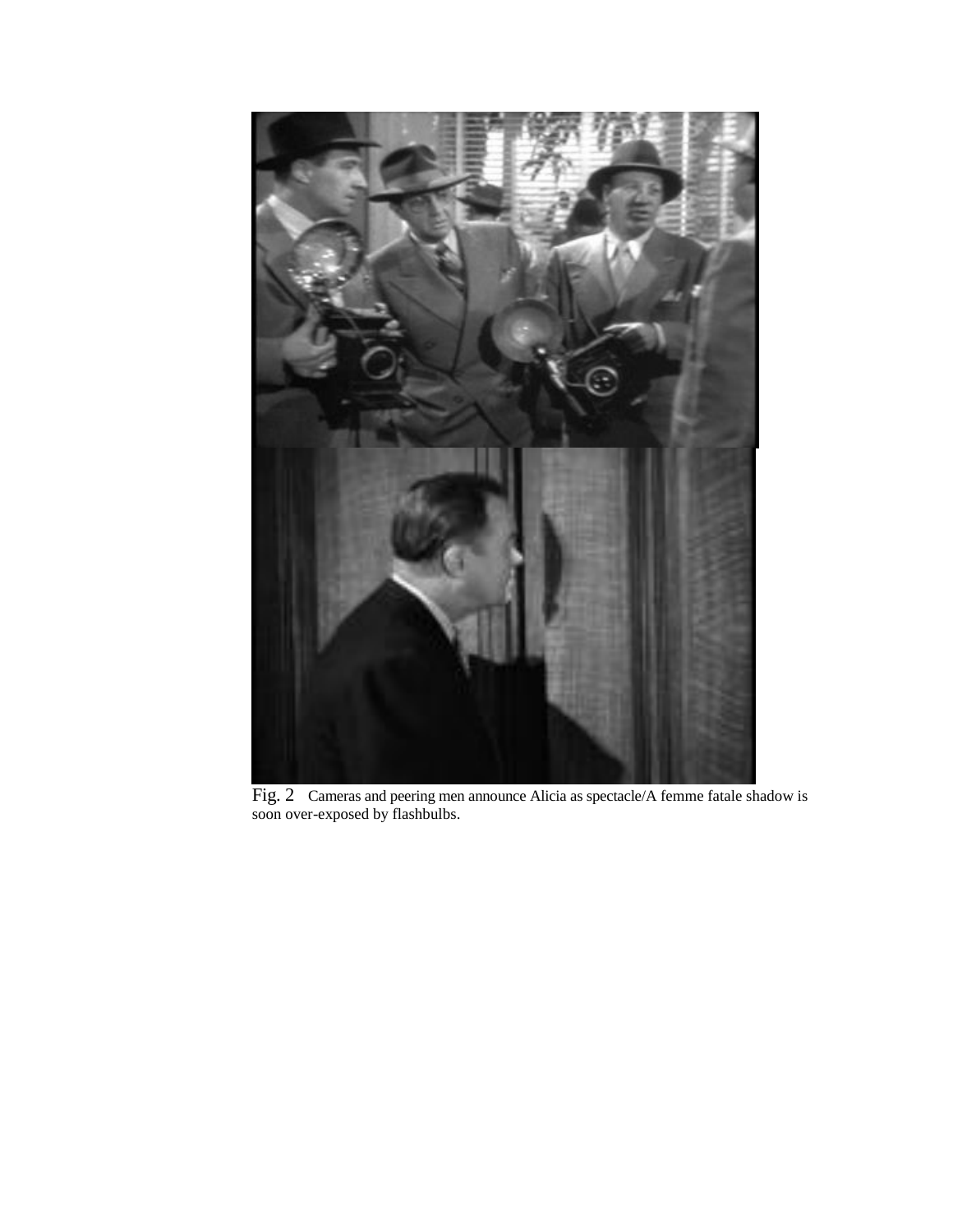Fig. 2 Cameras and peering men announce Alicia as spectacle/A femme fatale shadow is soon over-exposed by flashbulbs.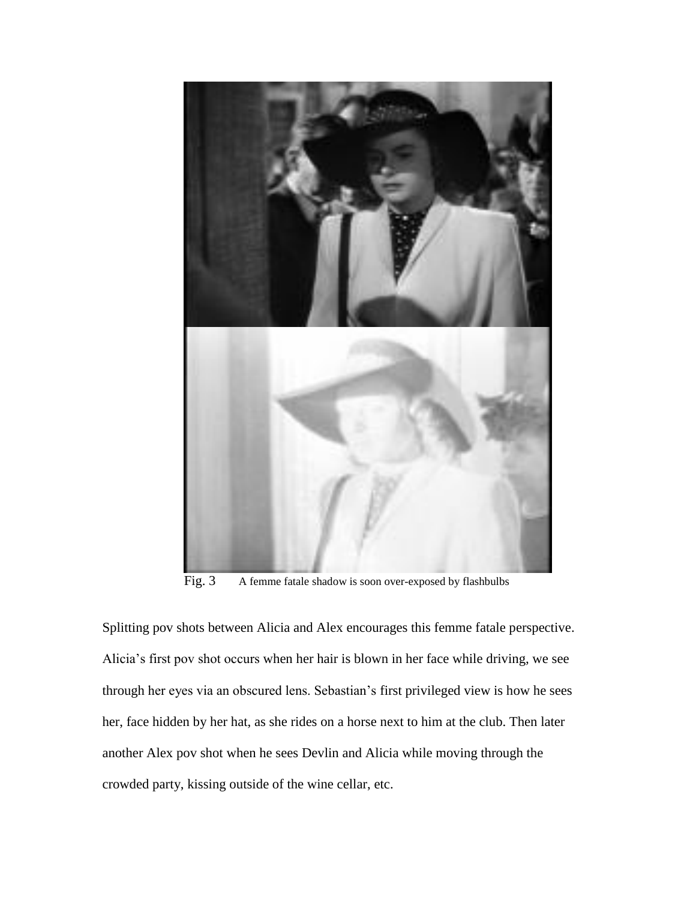Fig. 3 A femme fatale shadow is soon over-exposed by flashbulbs

Splitting pov shots between Alicia and Alex encourages this femme fatale perspective. Alicia's first pov shot occurs when her hair is blown in her face while driving, we see through her eyes via an obscured lens. Sebastian's first privileged view is how he sees her, face hidden by her hat, as she rides on a horse next to him at the club. Then later another Alex pov shot when he sees Devlin and Alicia while moving through the crowded party, kissing outside of the wine cellar, etc.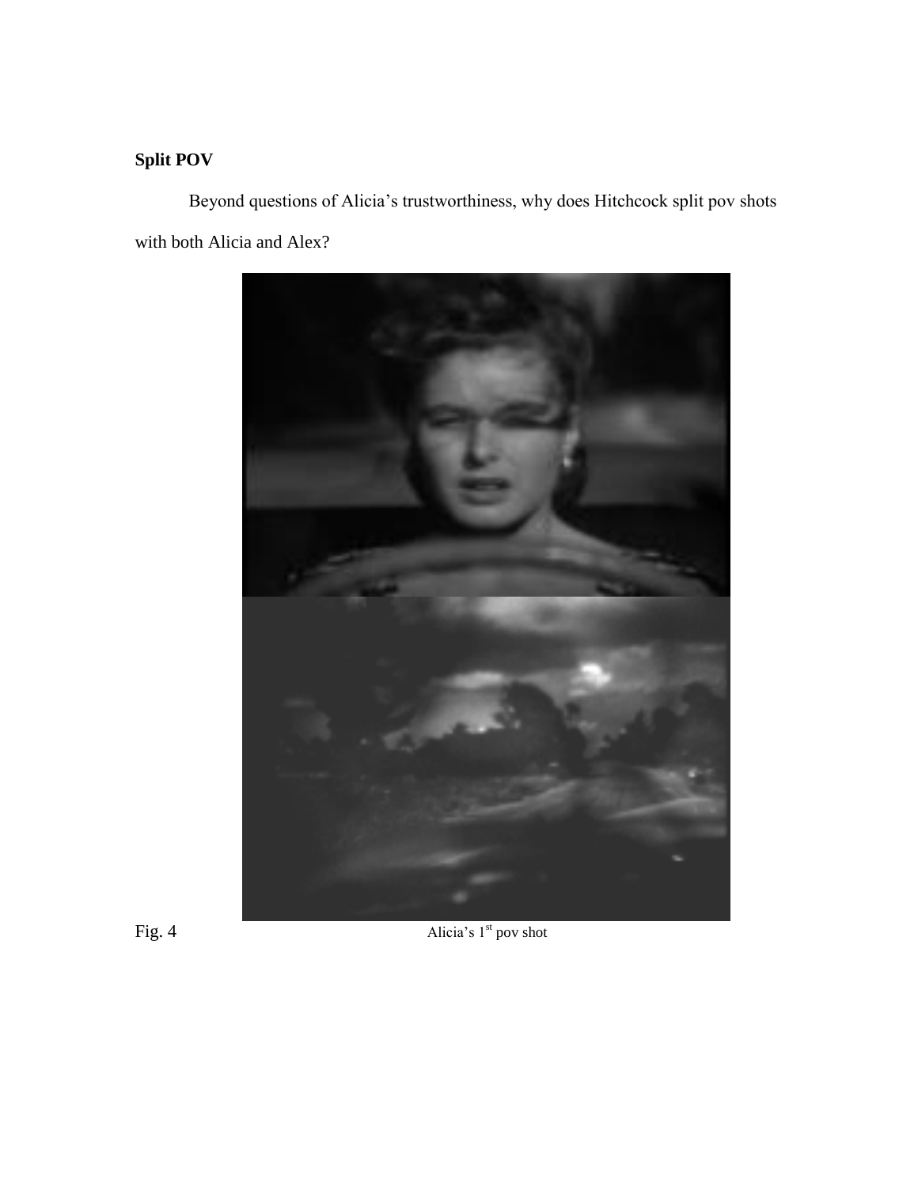**Split POV**

Beyond questions of Alicia's trustworthiness, why does Hitchcock split pov shots with both Alicia and Alex?

Fig. 4 Alicia's 1st pov shot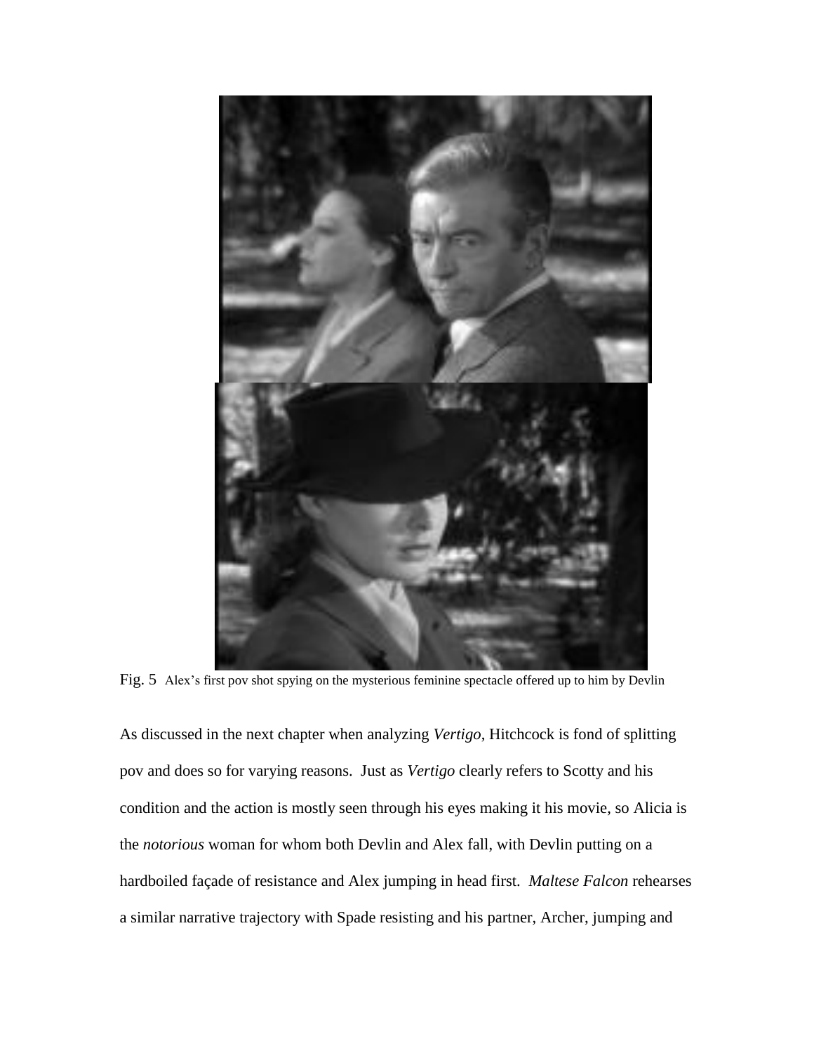Fig. 5 Alex's first pov shot spying on the mysterious feminine spectacle offered up to him by Devlin

As discussed in the next chapter when analyzing *Vertigo*, Hitchcock is fond of splitting pov and does so for varying reasons. Just as *Vertigo* clearly refers to Scotty and his condition and the action is mostly seen through his eyes making it his movie, so Alicia is the *notorious* woman for whom both Devlin and Alex fall, with Devlin putting on a hardboiled façade of resistance and Alex jumping in head first. *Maltese Falcon* rehearses a similar narrative trajectory with Spade resisting and his partner, Archer, jumping and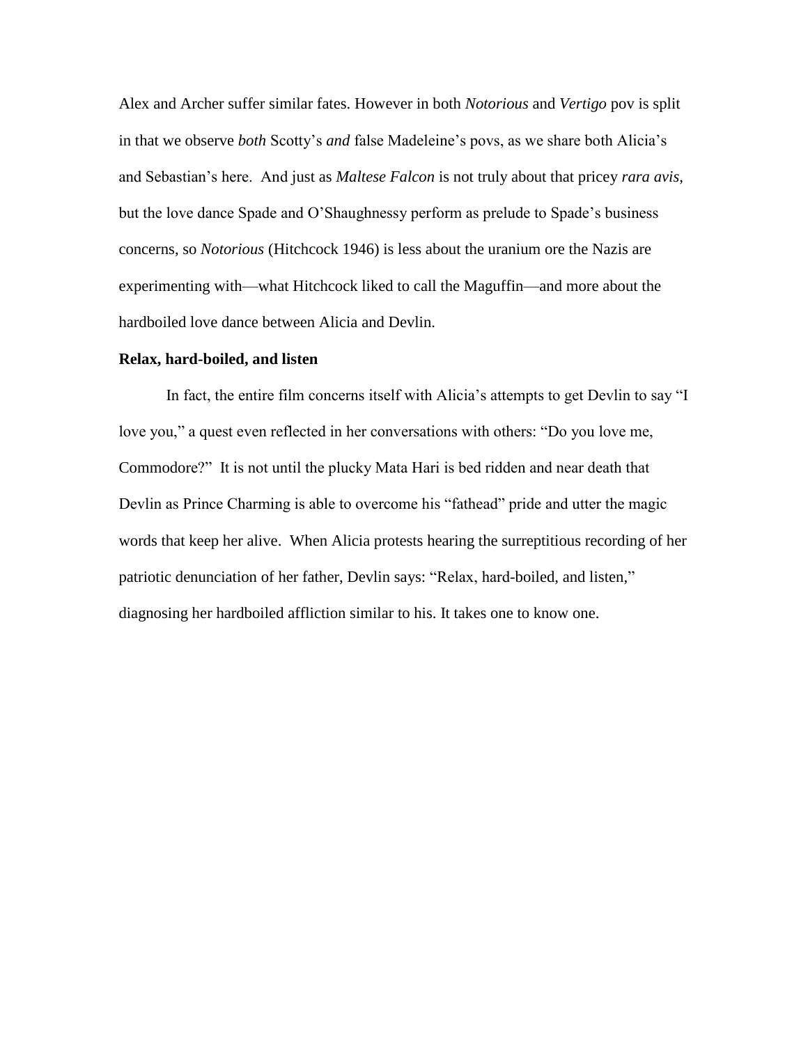Alex and Archer suffer similar fates. However in both *Notorious* and *Vertigo* pov is split in that we observe *both* Scotty's *and* false Madeleine's povs, as we share both Alicia's and Sebastian's here. And just as *Maltese Falcon* is not truly about that pricey *rara avis*, but the love dance Spade and O'Shaughnessy perform as prelude to Spade's business concerns, so *Notorious* (Hitchcock 1946) is less about the uranium ore the Nazis are experimenting with—what Hitchcock liked to call the Maguffin—and more about the hardboiled love dance between Alicia and Devlin.

**Relax, hard-boiled, and listen**

In fact, the entire film concerns itself with Alicia's attempts to get Devlin to say "I love you," a quest even reflected in her conversations with others: "Do you love me, Commodore?" It is not until the plucky Mata Hari is bed ridden and near death that Devlin as Prince Charming is able to overcome his "fathead" pride and utter the magic words that keep her alive. When Alicia protests hearing the surreptitious recording of her patriotic denunciation of her father, Devlin says: "Relax, hard-boiled, and listen," diagnosing her hardboiled affliction similar to his. It takes one to know one.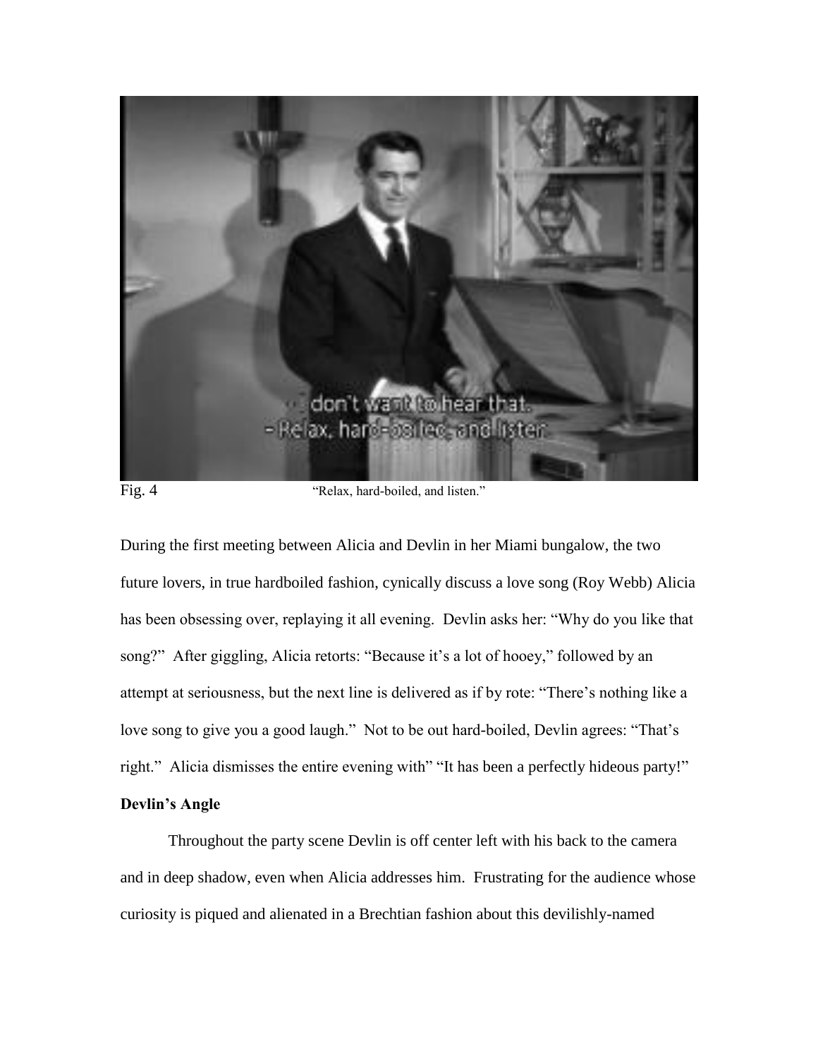Fig. 4 "Relax, hard-boiled, and listen."

During the first meeting between Alicia and Devlin in her Miami bungalow, the two future lovers, in true hardboiled fashion, cynically discuss a love song (Roy Webb) Alicia has been obsessing over, replaying it all evening. Devlin asks her: "Why do you like that song?" After giggling, Alicia retorts: "Because it's a lot of hooey," followed by an attempt at seriousness, but the next line is delivered as if by rote: "There's nothing like a love song to give you a good laugh." Not to be out hard-boiled, Devlin agrees: "That's right." Alicia dismisses the entire evening with" "It has been a perfectly hideous party!"

**Devlin's Angle**

Throughout the party scene Devlin is off center left with his back to the camera and in deep shadow, even when Alicia addresses him. Frustrating for the audience whose curiosity is piqued and alienated in a Brechtian fashion about this devilishly-named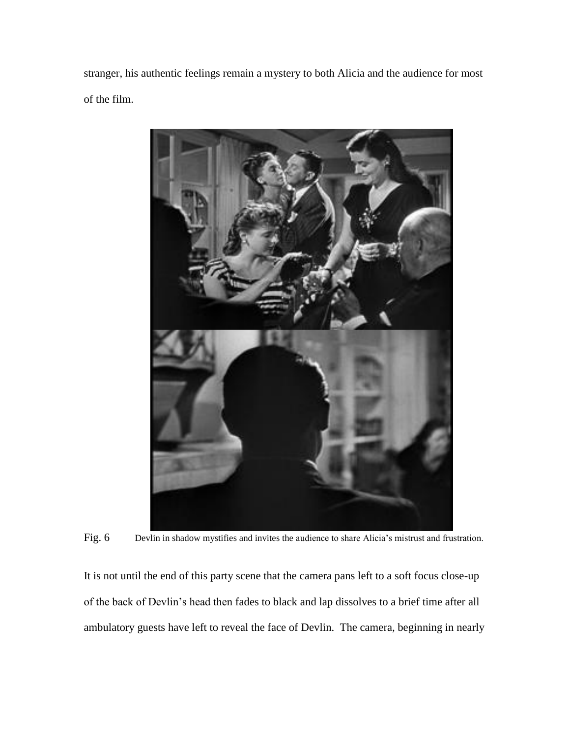stranger, his authentic feelings remain a mystery to both Alicia and the audience for most of the film.

Fig. 6 Devlin in shadow mystifies and invites the audience to share Alicia's mistrust and frustration.

It is not until the end of this party scene that the camera pans left to a soft focus close-up of the back of Devlin's head then fades to black and lap dissolves to a brief time after all ambulatory guests have left to reveal the face of Devlin. The camera, beginning in nearly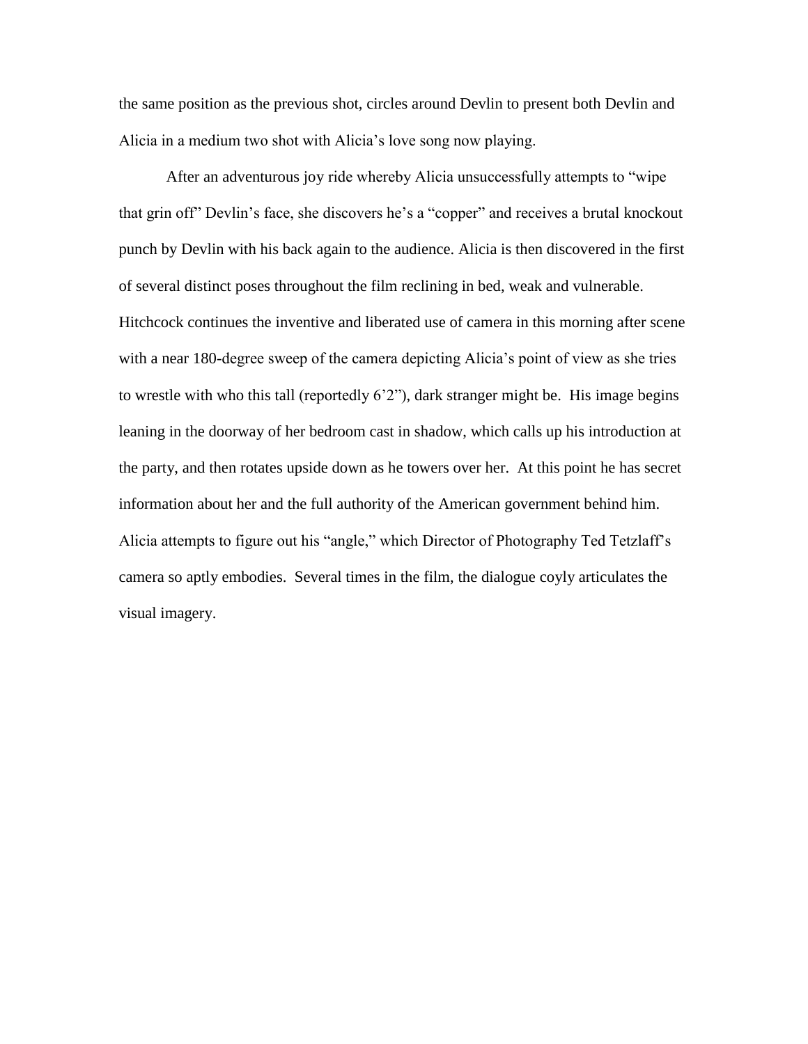the same position as the previous shot, circles around Devlin to present both Devlin and Alicia in a medium two shot with Alicia's love song now playing.

After an adventurous joy ride whereby Alicia unsuccessfully attempts to "wipe that grin off" Devlin's face, she discovers he's a "copper" and receives a brutal knockout punch by Devlin with his back again to the audience. Alicia is then discovered in the first of several distinct poses throughout the film reclining in bed, weak and vulnerable. Hitchcock continues the inventive and liberated use of camera in this morning after scene with a near 180-degree sweep of the camera depicting Alicia's point of view as she tries to wrestle with who this tall (reportedly 6'2"), dark stranger might be. His image begins leaning in the doorway of her bedroom cast in shadow, which calls up his introduction at the party, and then rotates upside down as he towers over her. At this point he has secret information about her and the full authority of the American government behind him. Alicia attempts to figure out his "angle," which Director of Photography Ted Tetzlaff's camera so aptly embodies. Several times in the film, the dialogue coyly articulates the visual imagery.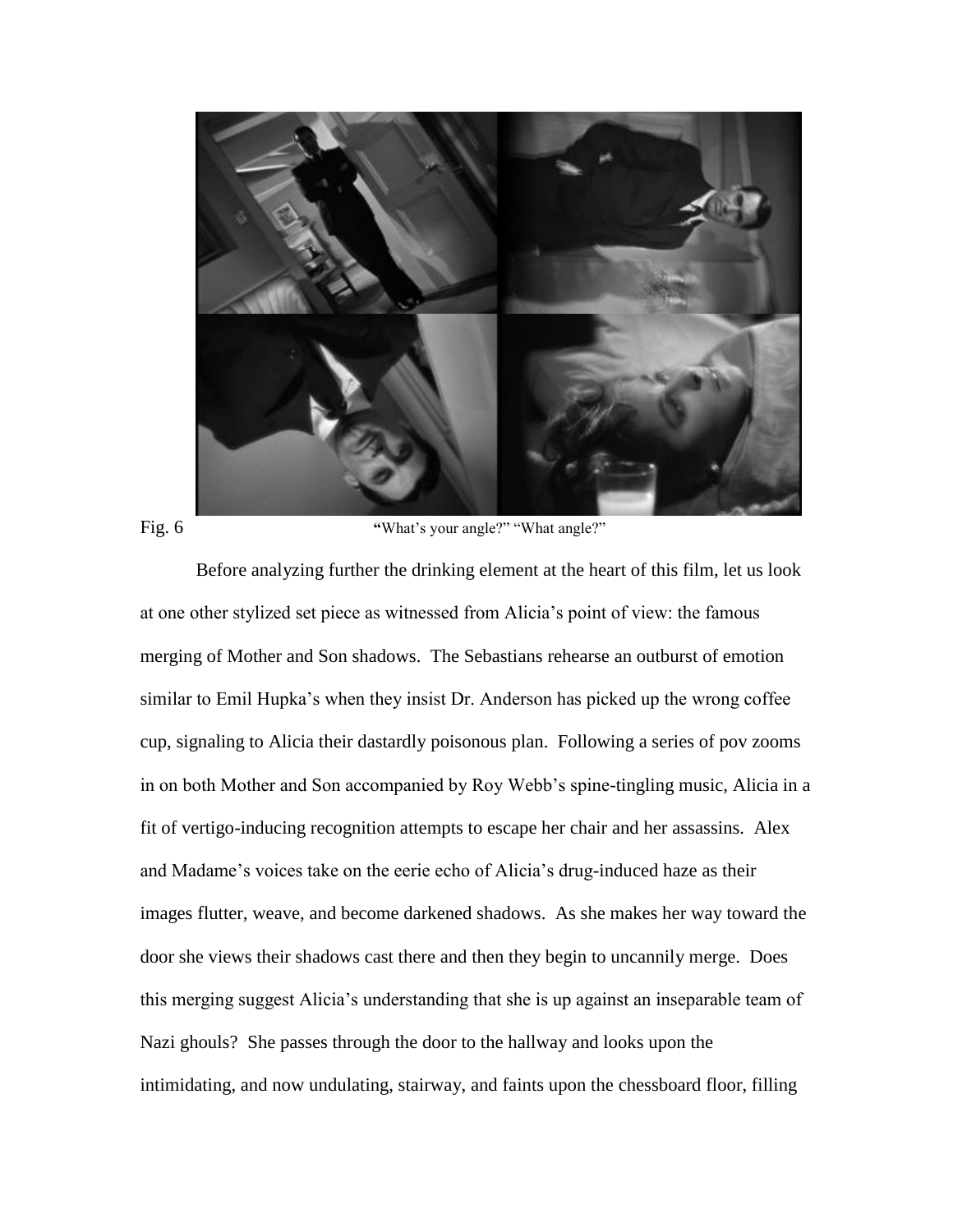Fig. 6 "What's your angle?" "What angle?"

Before analyzing further the drinking element at the heart of this film, let us look at one other stylized set piece as witnessed from Alicia's point of view: the famous merging of Mother and Son shadows. The Sebastians rehearse an outburst of emotion similar to Emil Hupka's when they insist Dr. Anderson has picked up the wrong coffee cup, signaling to Alicia their dastardly poisonous plan. Following a series of pov zooms in on both Mother and Son accompanied by Roy Webb's spine-tingling music, Alicia in a fit of vertigo-inducing recognition attempts to escape her chair and her assassins. Alex and Madame's voices take on the eerie echo of Alicia's drug-induced haze as their images flutter, weave, and become darkened shadows. As she makes her way toward the door she views their shadows cast there and then they begin to uncannily merge. Does this merging suggest Alicia's understanding that she is up against an inseparable team of Nazi ghouls? She passes through the door to the hallway and looks upon the intimidating, and now undulating, stairway, and faints upon the chessboard floor, filling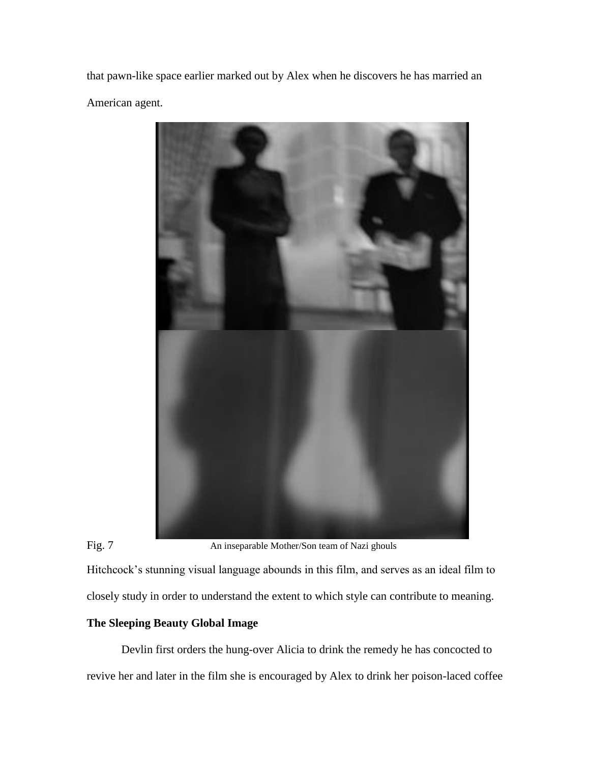that pawn-like space earlier marked out by Alex when he discovers he has married an American agent.

Fig. 7 An inseparable Mother/Son team of Nazi ghouls

Hitchcock's stunning visual language abounds in this film, and serves as an ideal film to closely study in order to understand the extent to which style can contribute to meaning.

**The Sleeping Beauty Global Image**

Devlin first orders the hung-over Alicia to drink the remedy he has concocted to revive her and later in the film she is encouraged by Alex to drink her poison-laced coffee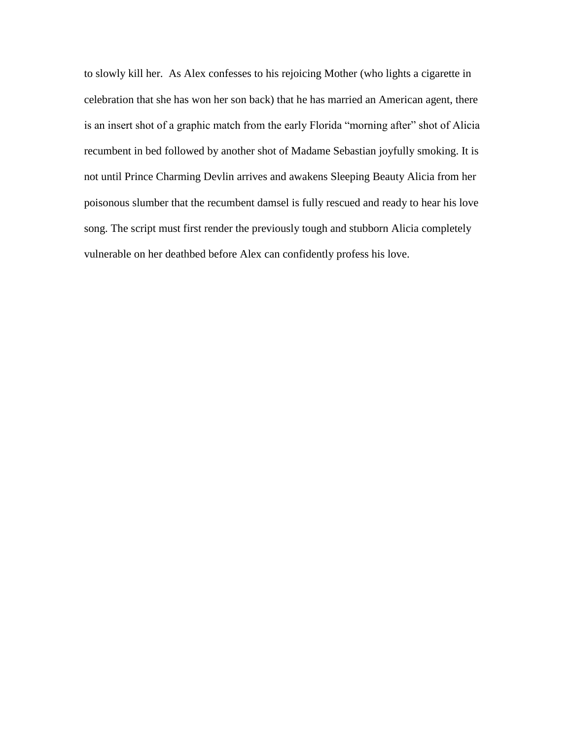to slowly kill her. As Alex confesses to his rejoicing Mother (who lights a cigarette in celebration that she has won her son back) that he has married an American agent, there is an insert shot of a graphic match from the early Florida "morning after" shot of Alicia recumbent in bed followed by another shot of Madame Sebastian joyfully smoking. It is not until Prince Charming Devlin arrives and awakens Sleeping Beauty Alicia from her poisonous slumber that the recumbent damsel is fully rescued and ready to hear his love song. The script must first render the previously tough and stubborn Alicia completely vulnerable on her deathbed before Alex can confidently profess his love.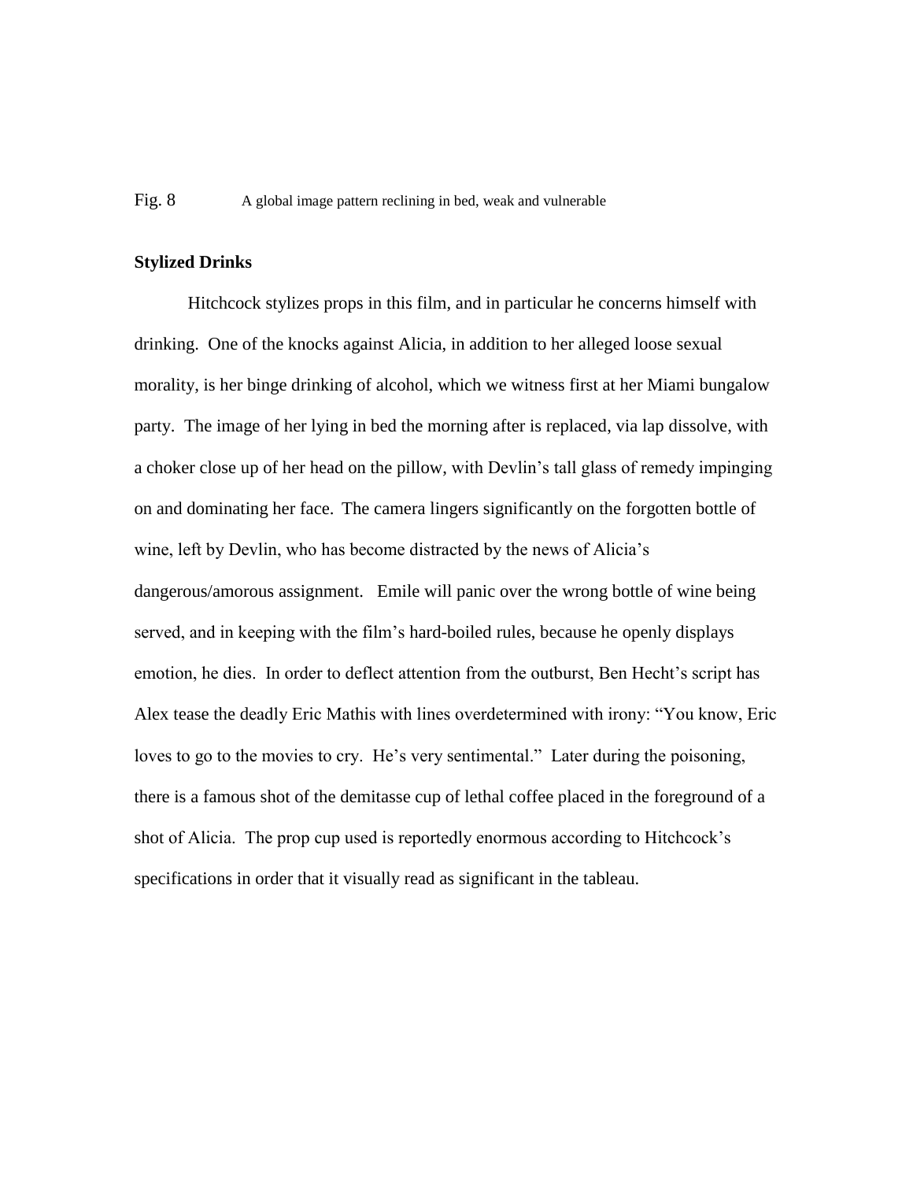Fig. 8 A global image pattern reclining in bed, weak and vulnerable

**Stylized Drinks**

Hitchcock stylizes props in this film, and in particular he concerns himself with drinking. One of the knocks against Alicia, in addition to her alleged loose sexual morality, is her binge drinking of alcohol, which we witness first at her Miami bungalow party. The image of her lying in bed the morning after is replaced, via lap dissolve, with a choker close up of her head on the pillow, with Devlin's tall glass of remedy impinging on and dominating her face. The camera lingers significantly on the forgotten bottle of wine, left by Devlin, who has become distracted by the news of Alicia's dangerous/amorous assignment. Emile will panic over the wrong bottle of wine being served, and in keeping with the film's hard-boiled rules, because he openly displays emotion, he dies. In order to deflect attention from the outburst, Ben Hecht's script has Alex tease the deadly Eric Mathis with lines overdetermined with irony: "You know, Eric loves to go to the movies to cry. He's very sentimental." Later during the poisoning, there is a famous shot of the demitasse cup of lethal coffee placed in the foreground of a shot of Alicia. The prop cup used is reportedly enormous according to Hitchcock's specifications in order that it visually read as significant in the tableau.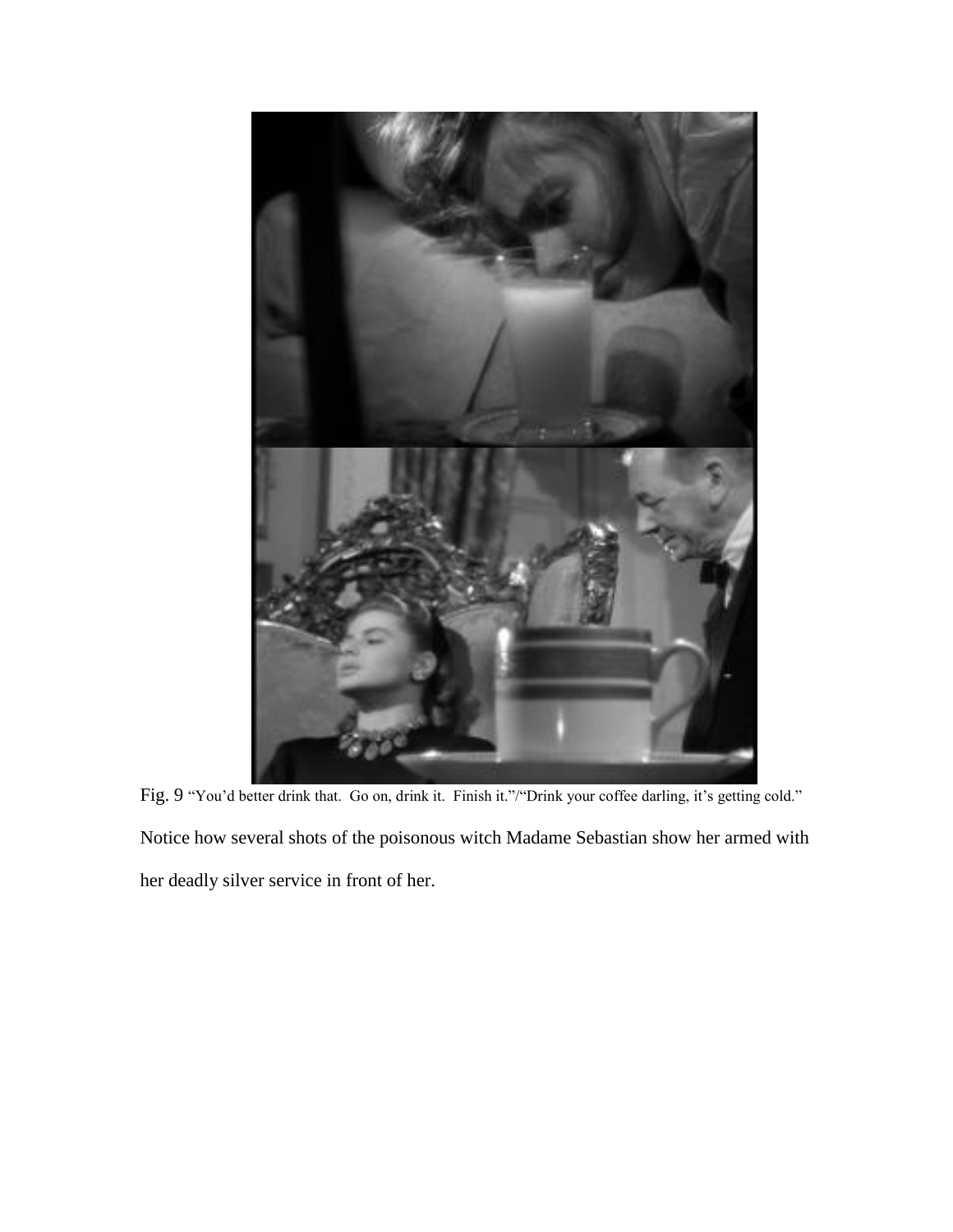Fig. 9 "You'd better drink that. Go on, drink it. Finish it."/"Drink your coffee darling, it's getting cold."

Notice how several shots of the poisonous witch Madame Sebastian show her armed with her deadly silver service in front of her.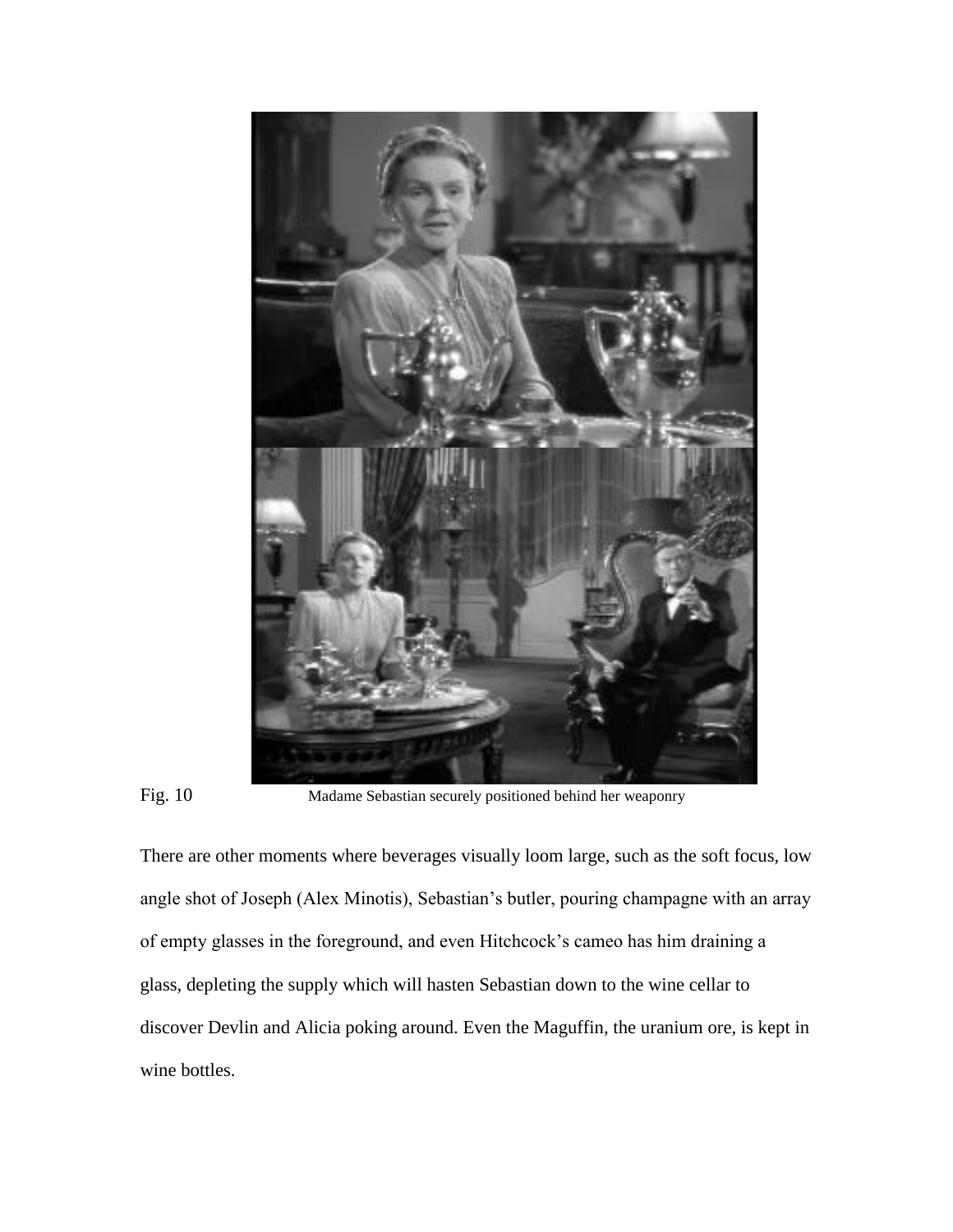Fig. 10 Madame Sebastian securely positioned behind her weaponry

There are other moments where beverages visually loom large, such as the soft focus, low angle shot of Joseph (Alex Minotis), Sebastian's butler, pouring champagne with an array of empty glasses in the foreground, and even Hitchcock's cameo has him draining a glass, depleting the supply which will hasten Sebastian down to the wine cellar to discover Devlin and Alicia poking around. Even the Maguffin, the uranium ore, is kept in wine bottles.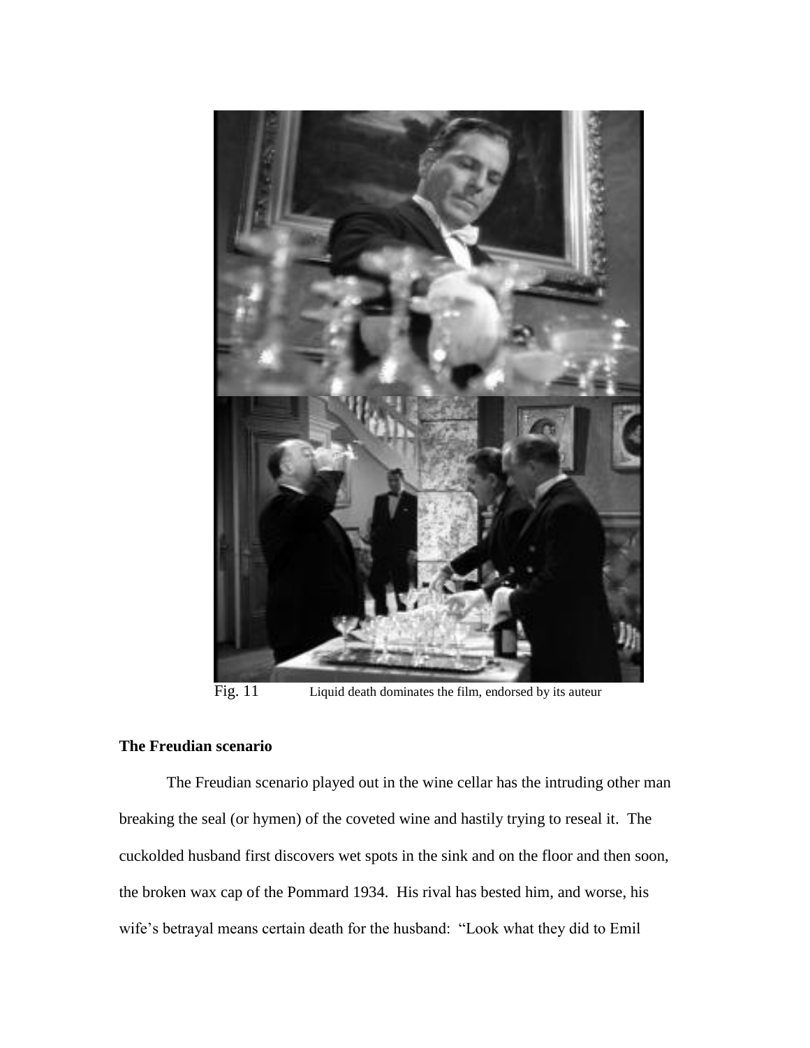Fig. 11 Liquid death dominates the film, endorsed by its auteur

## The Freudian scenario

The Freudian scenario played out in the wine cellar has the intruding other man breaking the seal (or hymen) of the coveted wine and hastily trying to reseal it. The cuckolded husband first discovers wet spots in the sink and on the floor and then soon, the broken wax cap of the Pommard 1934. His rival has bested him, and worse, his wife's betrayal means certain death for the husband: "Look what they did to Emil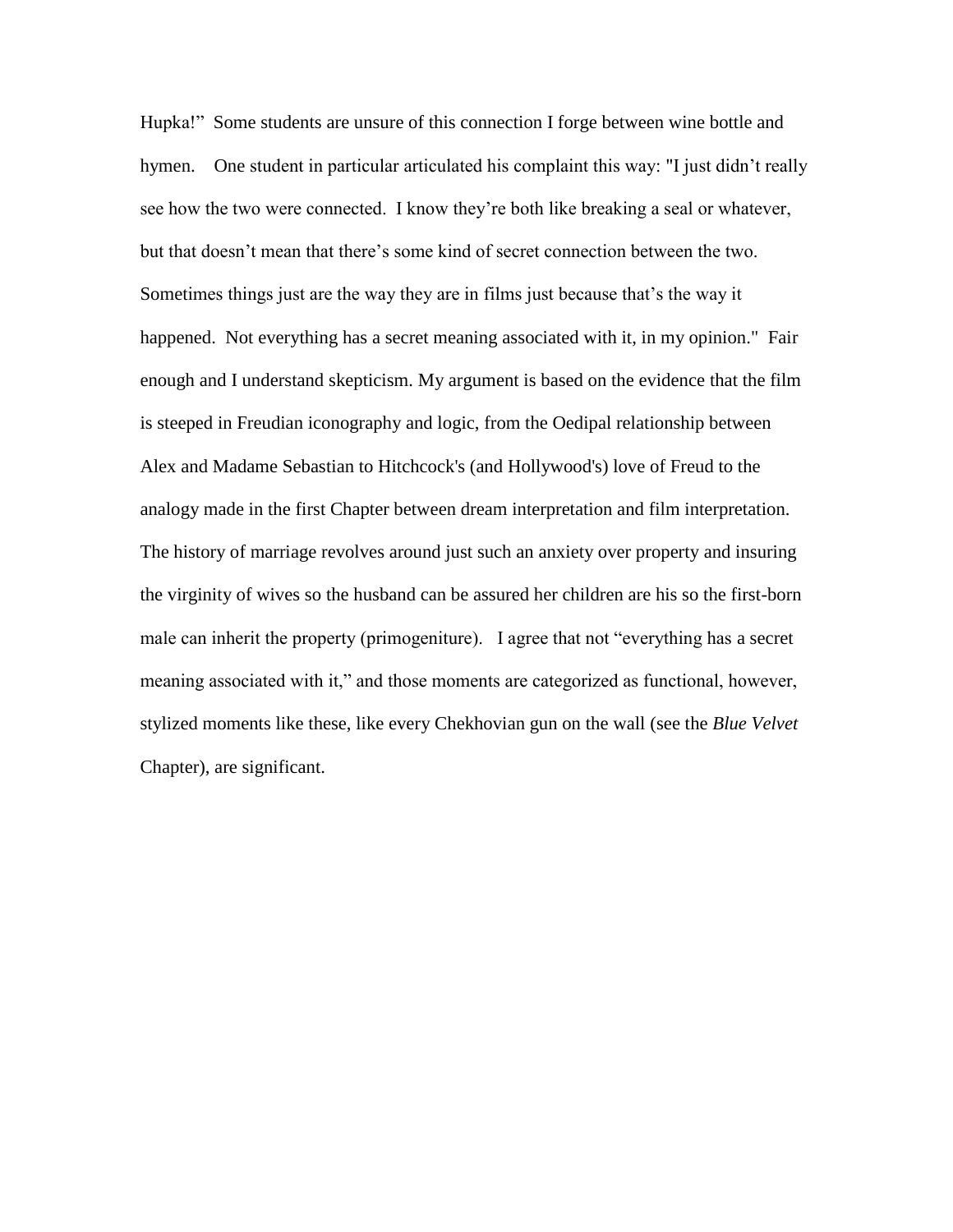Hupka!" Some students are unsure of this connection I forge between wine bottle and hymen. One student in particular articulated his complaint this way: "I just didn't really see how the two were connected. I know they're both like breaking a seal or whatever, but that doesn't mean that there's some kind of secret connection between the two. Sometimes things just are the way they are in films just because that's the way it happened. Not everything has a secret meaning associated with it, in my opinion." Fair enough and I understand skepticism. My argument is based on the evidence that the film is steeped in Freudian iconography and logic, from the Oedipal relationship between Alex and Madame Sebastian to Hitchcock's (and Hollywood's) love of Freud to the analogy made in the first Chapter between dream interpretation and film interpretation. The history of marriage revolves around just such an anxiety over property and insuring the virginity of wives so the husband can be assured her children are his so the first-born male can inherit the property (primogeniture). I agree that not "everything has a secret meaning associated with it," and those moments are categorized as functional, however, stylized moments like these, like every Chekhovian gun on the wall (see the *Blue Velvet* Chapter), are significant.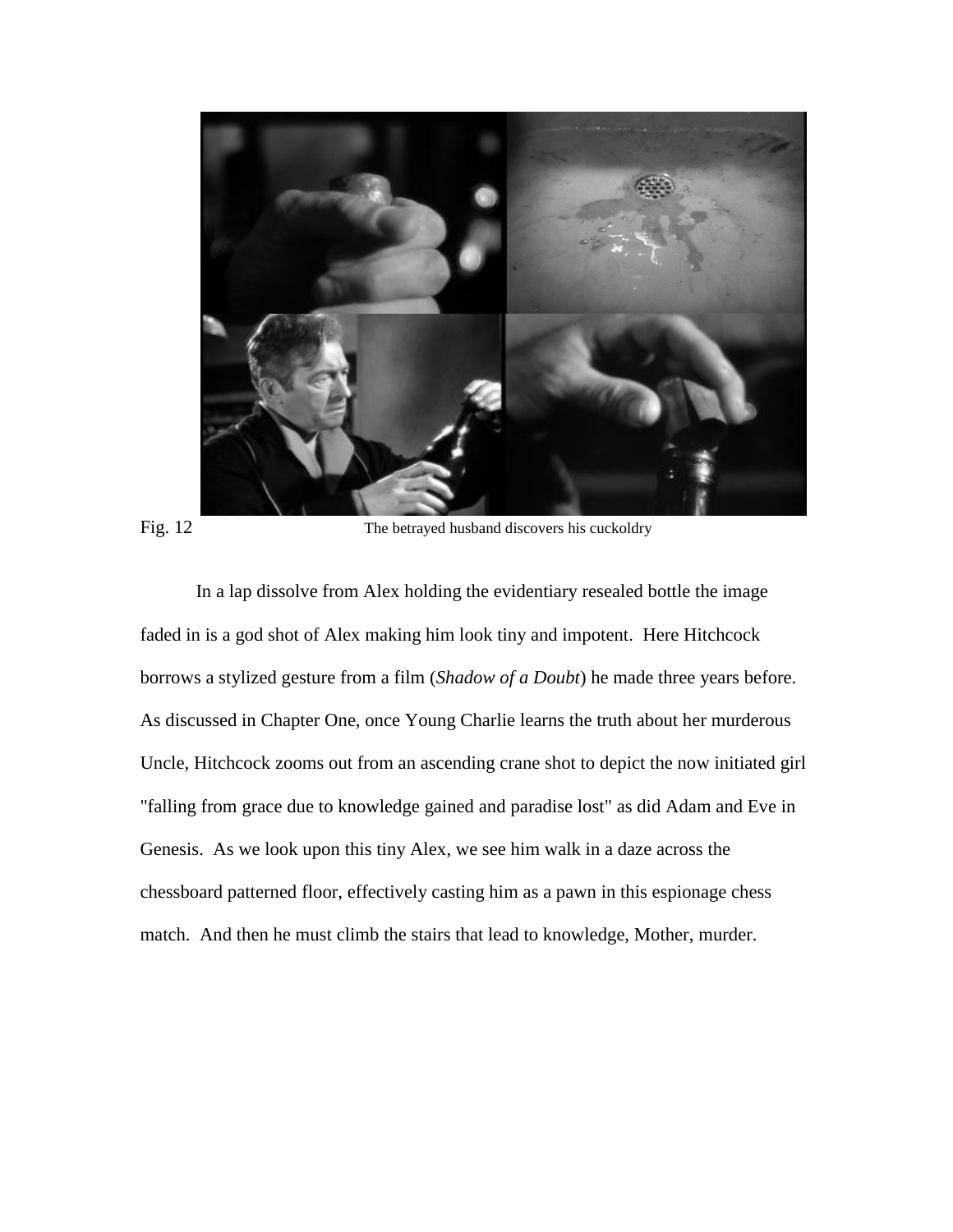Fig. 12 The betrayed husband discovers his cuckoldry

In a lap dissolve from Alex holding the evidentiary resealed bottle the image faded in is a god shot of Alex making him look tiny and impotent. Here Hitchcock borrows a stylized gesture from a film (*Shadow of a Doubt*) he made three years before. As discussed in Chapter One, once Young Charlie learns the truth about her murderous Uncle, Hitchcock zooms out from an ascending crane shot to depict the now initiated girl "falling from grace due to knowledge gained and paradise lost" as did Adam and Eve in Genesis. As we look upon this tiny Alex, we see him walk in a daze across the chessboard patterned floor, effectively casting him as a pawn in this espionage chess match. And then he must climb the stairs that lead to knowledge, Mother, murder.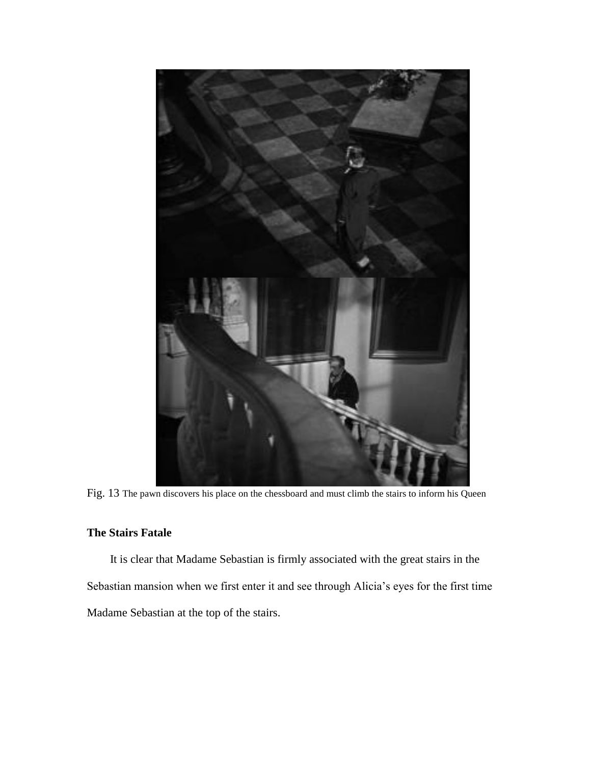Fig. 13 The pawn discovers his place on the chessboard and must climb the stairs to inform his Queen

**The Stairs Fatale**

It is clear that Madame Sebastian is firmly associated with the great stairs in the Sebastian mansion when we first enter it and see through Alicia's eyes for the first time Madame Sebastian at the top of the stairs.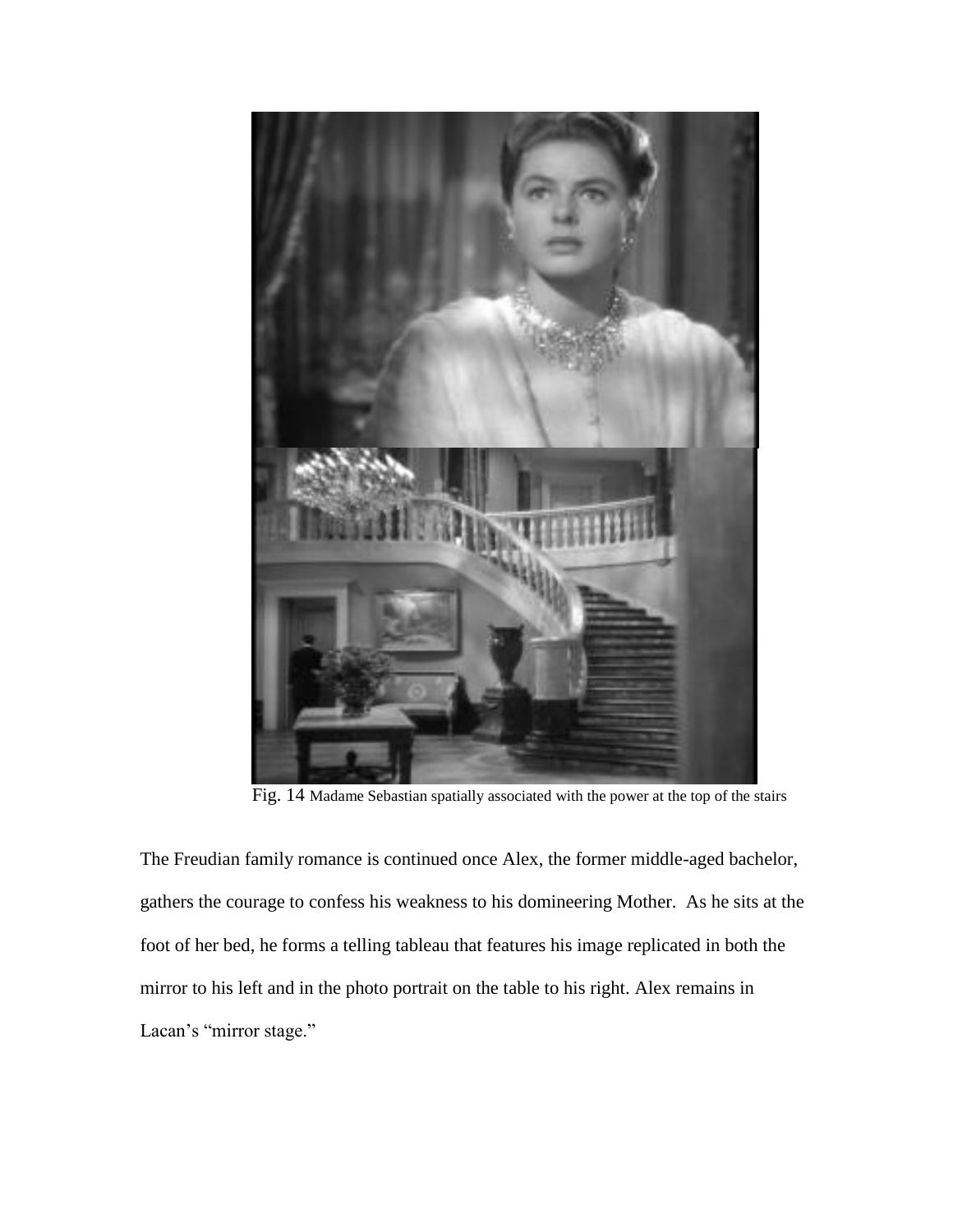Fig. 14 Madame Sebastian spatially associated with the power at the top of the stairs

The Freudian family romance is continued once Alex, the former middle-aged bachelor, gathers the courage to confess his weakness to his domineering Mother. As he sits at the foot of her bed, he forms a telling tableau that features his image replicated in both the mirror to his left and in the photo portrait on the table to his right. Alex remains in Lacan's "mirror stage."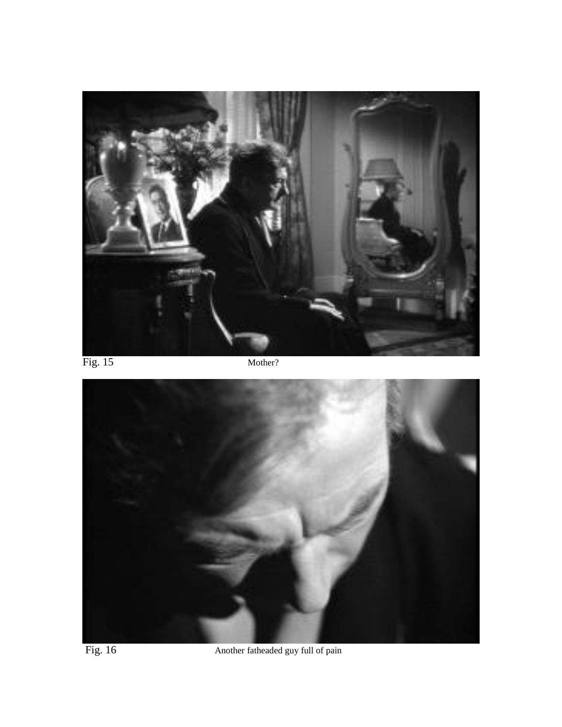Fig. 15 Mother?

Fig. 16 Another fatheaded guy full of pain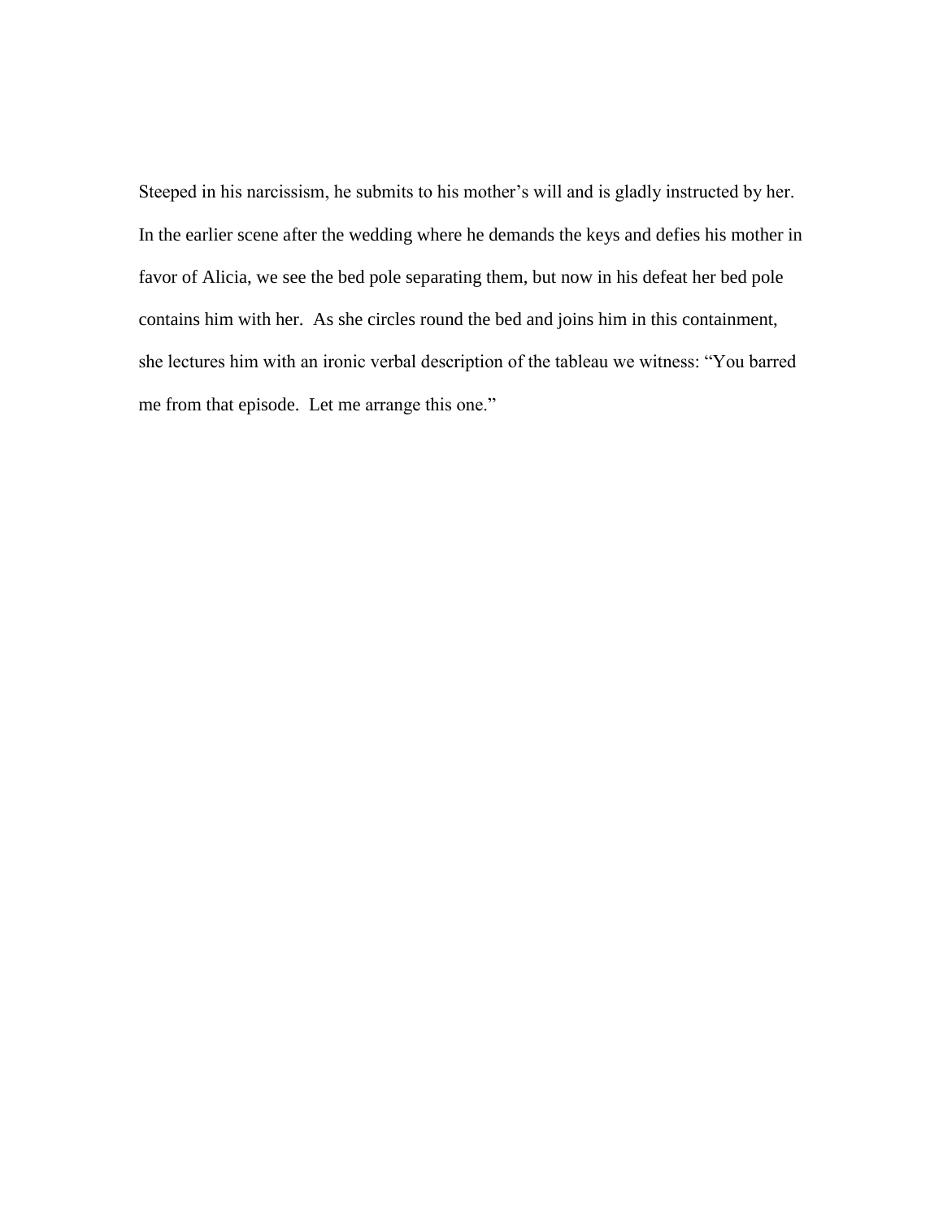Steeped in his narcissism, he submits to his mother's will and is gladly instructed by her. In the earlier scene after the wedding where he demands the keys and defies his mother in favor of Alicia, we see the bed pole separating them, but now in his defeat her bed pole contains him with her. As she circles round the bed and joins him in this containment, she lectures him with an ironic verbal description of the tableau we witness: "You barred me from that episode. Let me arrange this one."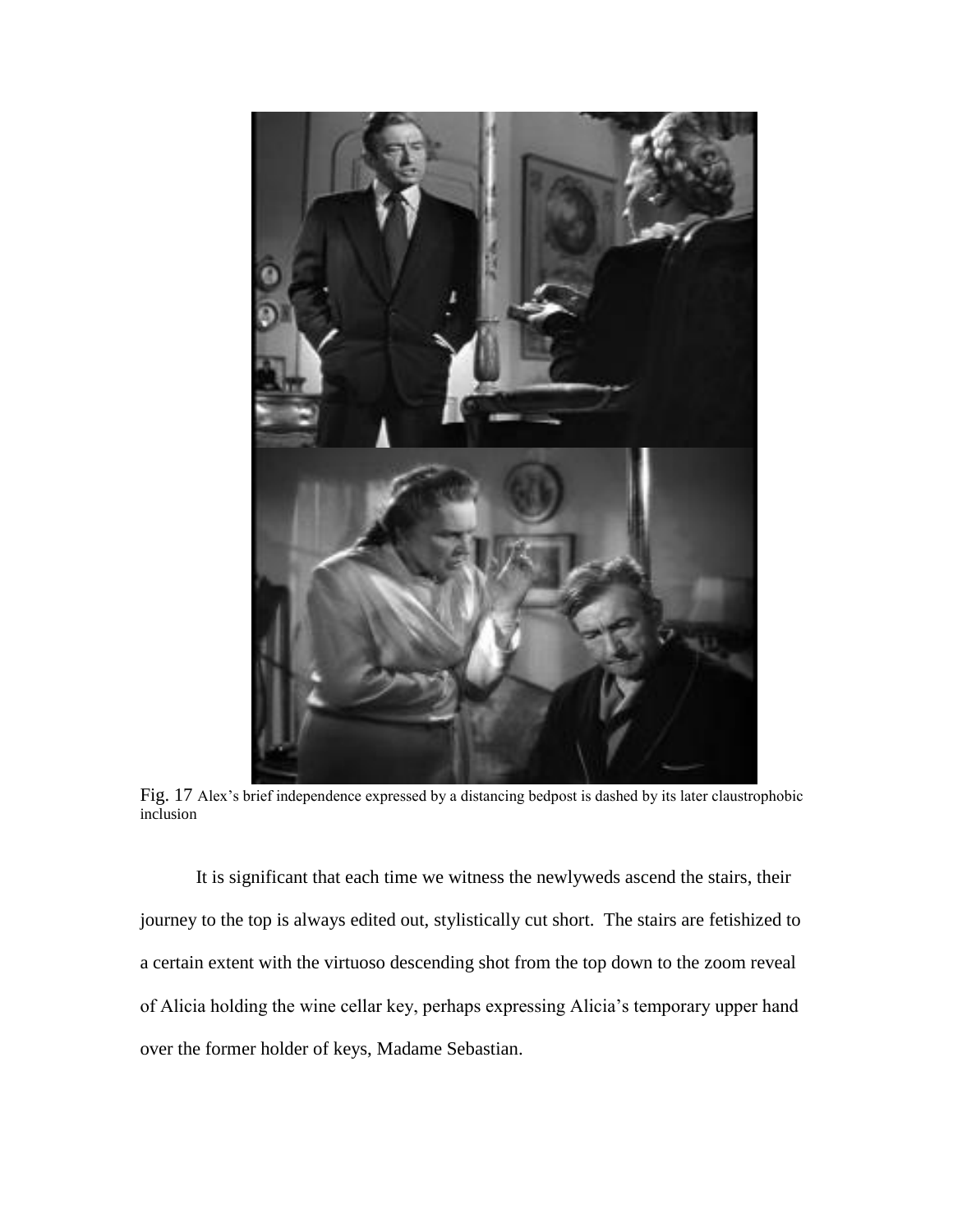Fig. 17 Alex's brief independence expressed by a distancing bedpost is dashed by its later claustrophobic inclusion

It is significant that each time we witness the newlyweds ascend the stairs, their journey to the top is always edited out, stylistically cut short. The stairs are fetishized to a certain extent with the virtuoso descending shot from the top down to the zoom reveal of Alicia holding the wine cellar key, perhaps expressing Alicia's temporary upper hand over the former holder of keys, Madame Sebastian.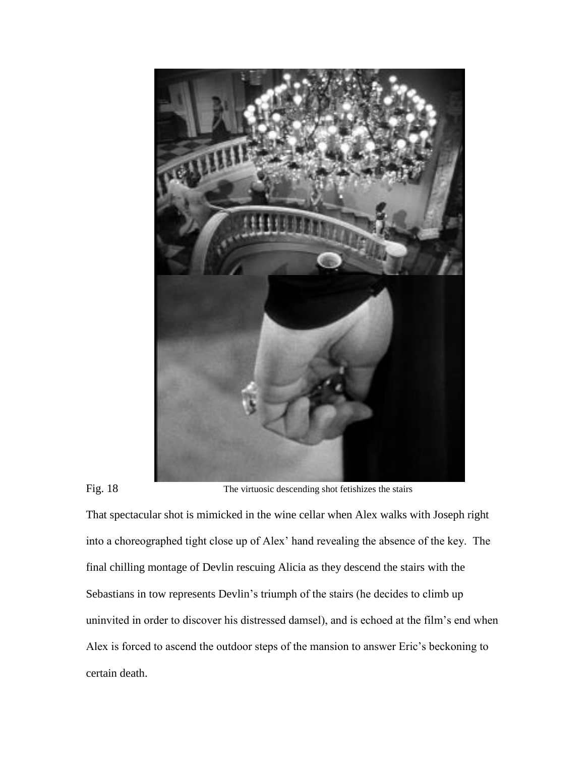Fig. 18 The virtuosic descending shot fetishizes the stairs

That spectacular shot is mimicked in the wine cellar when Alex walks with Joseph right into a choreographed tight close up of Alex' hand revealing the absence of the key. The final chilling montage of Devlin rescuing Alicia as they descend the stairs with the Sebastians in tow represents Devlin's triumph of the stairs (he decides to climb up uninvited in order to discover his distressed damsel), and is echoed at the film's end when Alex is forced to ascend the outdoor steps of the mansion to answer Eric's beckoning to certain death.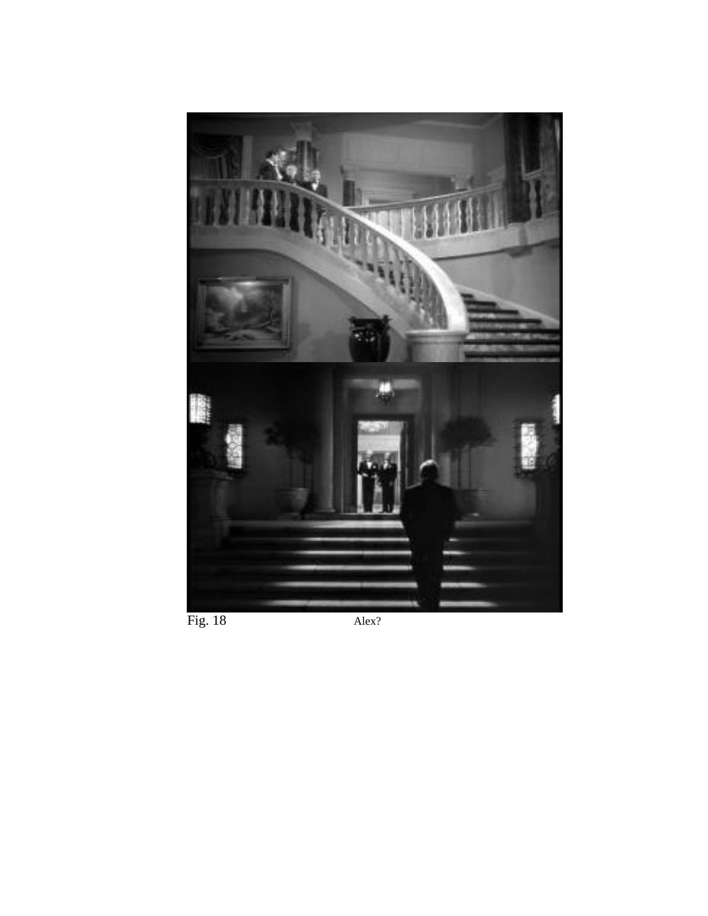Fig. 18 Alex?